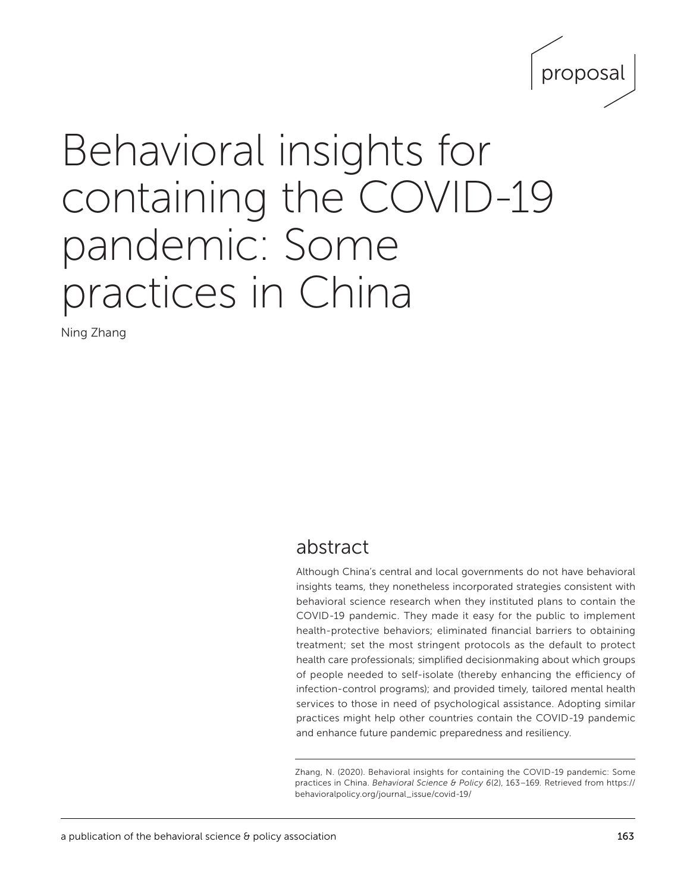proposal

# Behavioral insights for containing the COVID-19 pandemic: Some practices in China

Ning Zhang

## abstract

Although China's central and local governments do not have behavioral insights teams, they nonetheless incorporated strategies consistent with behavioral science research when they instituted plans to contain the COVID-19 pandemic. They made it easy for the public to implement health-protective behaviors; eliminated financial barriers to obtaining treatment; set the most stringent protocols as the default to protect health care professionals; simplified decisionmaking about which groups of people needed to self-isolate (thereby enhancing the efficiency of infection-control programs); and provided timely, tailored mental health services to those in need of psychological assistance. Adopting similar practices might help other countries contain the COVID-19 pandemic and enhance future pandemic preparedness and resiliency.

Zhang, N. (2020). Behavioral insights for containing the COVID-19 pandemic: Some practices in China. *Behavioral Science & Policy 6*(2), 163–169. Retrieved from https://behavioralpolicy.org/journal_issue/covid-19/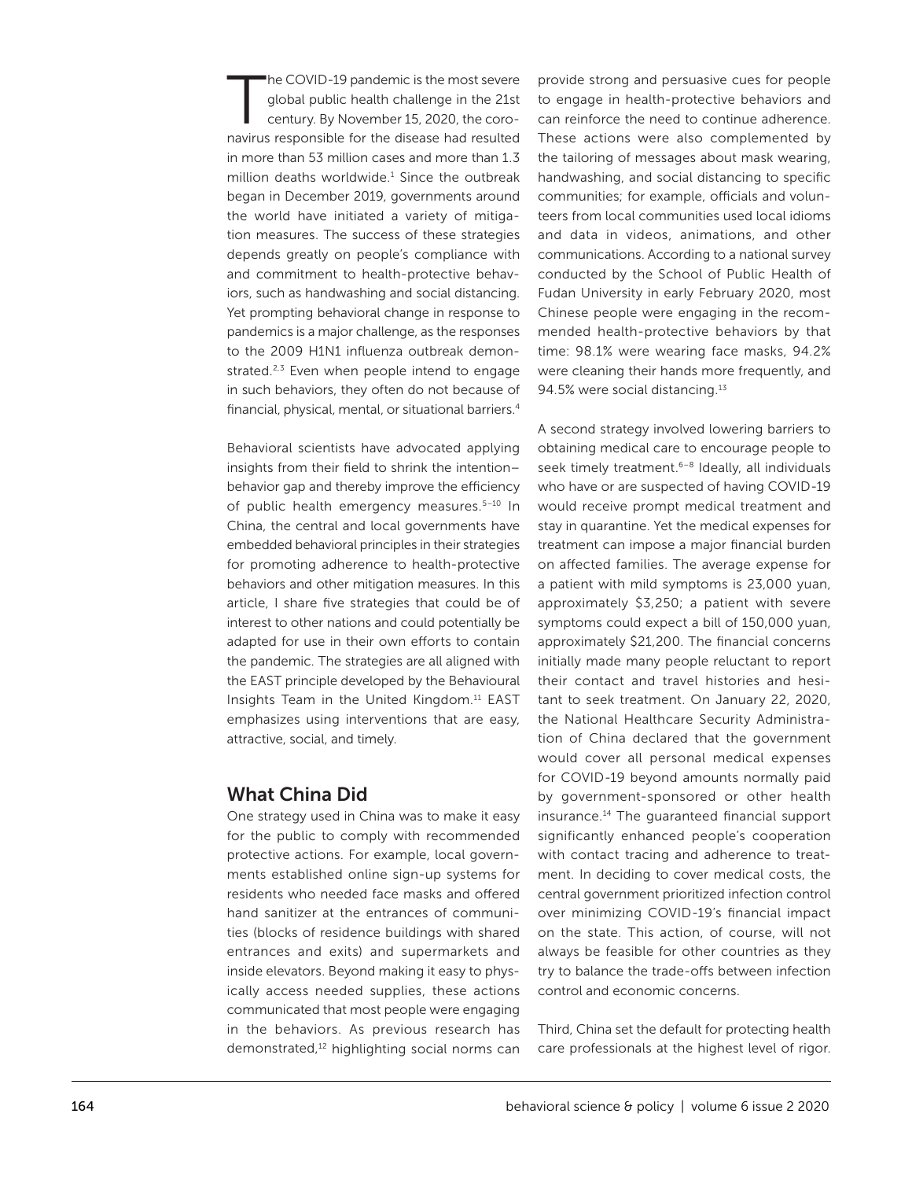The COVID-19 pandemic is the most severe global public health challenge in the 21st century. By November 15, 2020, the coronavirus responsible for the disease had resulted in more than 53 million cases and more than 1.3 million deaths worldwide.[1] Since the outbreak began in December 2019, governments around the world have initiated a variety of mitigation measures. The success of these strategies depends greatly on people's compliance with and commitment to health-protective behaviors, such as handwashing and social distancing. Yet prompting behavioral change in response to pandemics is a major challenge, as the responses to the 2009 H1N1 influenza outbreak demonstrated.[2,3] Even when people intend to engage in such behaviors, they often do not because of financial, physical, mental, or situational barriers.[4]

Behavioral scientists have advocated applying insights from their field to shrink the intention–behavior gap and thereby improve the efficiency of public health emergency measures.[5–10] In China, the central and local governments have embedded behavioral principles in their strategies for promoting adherence to health-protective behaviors and other mitigation measures. In this article, I share five strategies that could be of interest to other nations and could potentially be adapted for use in their own efforts to contain the pandemic. The strategies are all aligned with the EAST principle developed by the Behavioural Insights Team in the United Kingdom.[11] EAST emphasizes using interventions that are easy, attractive, social, and timely.

## What China Did

One strategy used in China was to make it easy for the public to comply with recommended protective actions. For example, local governments established online sign-up systems for residents who needed face masks and offered hand sanitizer at the entrances of communities (blocks of residence buildings with shared entrances and exits) and supermarkets and inside elevators. Beyond making it easy to physically access needed supplies, these actions communicated that most people were engaging in the behaviors. As previous research has demonstrated,[12] highlighting social norms can provide strong and persuasive cues for people to engage in health-protective behaviors and can reinforce the need to continue adherence. These actions were also complemented by the tailoring of messages about mask wearing, handwashing, and social distancing to specific communities; for example, officials and volunteers from local communities used local idioms and data in videos, animations, and other communications. According to a national survey conducted by the School of Public Health of Fudan University in early February 2020, most Chinese people were engaging in the recommended health-protective behaviors by that time: 98.1% were wearing face masks, 94.2% were cleaning their hands more frequently, and 94.5% were social distancing.[13]

A second strategy involved lowering barriers to obtaining medical care to encourage people to seek timely treatment.[6–8] Ideally, all individuals who have or are suspected of having COVID-19 would receive prompt medical treatment and stay in quarantine. Yet the medical expenses for treatment can impose a major financial burden on affected families. The average expense for a patient with mild symptoms is 23,000 yuan, approximately \$3,250; a patient with severe symptoms could expect a bill of 150,000 yuan, approximately \$21,200. The financial concerns initially made many people reluctant to report their contact and travel histories and hesitant to seek treatment. On January 22, 2020, the National Healthcare Security Administration of China declared that the government would cover all personal medical expenses for COVID-19 beyond amounts normally paid by government-sponsored or other health insurance.[14] The guaranteed financial support significantly enhanced people's cooperation with contact tracing and adherence to treatment. In deciding to cover medical costs, the central government prioritized infection control over minimizing COVID-19's financial impact on the state. This action, of course, will not always be feasible for other countries as they try to balance the trade-offs between infection control and economic concerns.

Third, China set the default for protecting health care professionals at the highest level of rigor.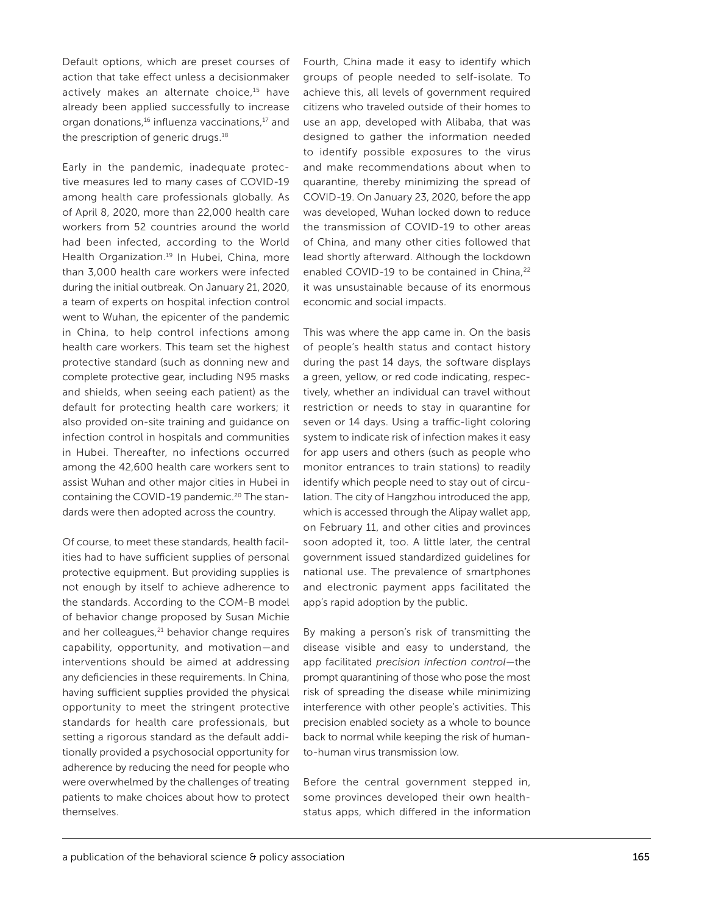Default options, which are preset courses of action that take effect unless a decisionmaker actively makes an alternate choice,[15] have already been applied successfully to increase organ donations,[16] influenza vaccinations,[17] and the prescription of generic drugs.[18]

Early in the pandemic, inadequate protective measures led to many cases of COVID-19 among health care professionals globally. As of April 8, 2020, more than 22,000 health care workers from 52 countries around the world had been infected, according to the World Health Organization.[19] In Hubei, China, more than 3,000 health care workers were infected during the initial outbreak. On January 21, 2020, a team of experts on hospital infection control went to Wuhan, the epicenter of the pandemic in China, to help control infections among health care workers. This team set the highest protective standard (such as donning new and complete protective gear, including N95 masks and shields, when seeing each patient) as the default for protecting health care workers; it also provided on-site training and guidance on infection control in hospitals and communities in Hubei. Thereafter, no infections occurred among the 42,600 health care workers sent to assist Wuhan and other major cities in Hubei in containing the COVID-19 pandemic.[20] The standards were then adopted across the country.

Of course, to meet these standards, health facilities had to have sufficient supplies of personal protective equipment. But providing supplies is not enough by itself to achieve adherence to the standards. According to the COM-B model of behavior change proposed by Susan Michie and her colleagues,[21] behavior change requires capability, opportunity, and motivation—and interventions should be aimed at addressing any deficiencies in these requirements. In China, having sufficient supplies provided the physical opportunity to meet the stringent protective standards for health care professionals, but setting a rigorous standard as the default additionally provided a psychosocial opportunity for adherence by reducing the need for people who were overwhelmed by the challenges of treating patients to make choices about how to protect themselves.

Fourth, China made it easy to identify which groups of people needed to self-isolate. To achieve this, all levels of government required citizens who traveled outside of their homes to use an app, developed with Alibaba, that was designed to gather the information needed to identify possible exposures to the virus and make recommendations about when to quarantine, thereby minimizing the spread of COVID-19. On January 23, 2020, before the app was developed, Wuhan locked down to reduce the transmission of COVID-19 to other areas of China, and many other cities followed that lead shortly afterward. Although the lockdown enabled COVID-19 to be contained in China,[22] it was unsustainable because of its enormous economic and social impacts.

This was where the app came in. On the basis of people's health status and contact history during the past 14 days, the software displays a green, yellow, or red code indicating, respectively, whether an individual can travel without restriction or needs to stay in quarantine for seven or 14 days. Using a traffic-light coloring system to indicate risk of infection makes it easy for app users and others (such as people who monitor entrances to train stations) to readily identify which people need to stay out of circulation. The city of Hangzhou introduced the app, which is accessed through the Alipay wallet app, on February 11, and other cities and provinces soon adopted it, too. A little later, the central government issued standardized guidelines for national use. The prevalence of smartphones and electronic payment apps facilitated the app's rapid adoption by the public.

By making a person's risk of transmitting the disease visible and easy to understand, the app facilitated *precision infection control*—the prompt quarantining of those who pose the most risk of spreading the disease while minimizing interference with other people's activities. This precision enabled society as a whole to bounce back to normal while keeping the risk of human-to-human virus transmission low.

Before the central government stepped in, some provinces developed their own health-status apps, which differed in the information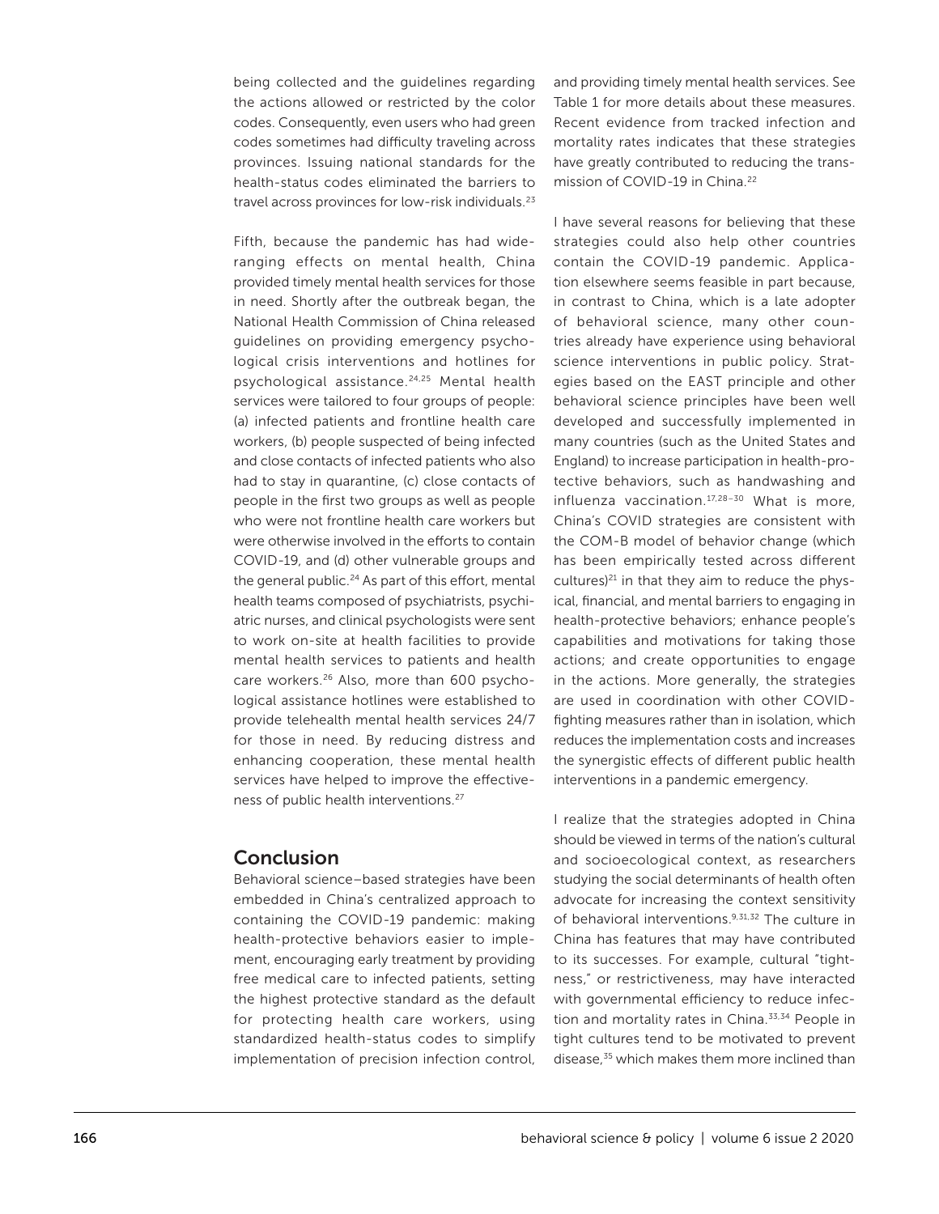being collected and the guidelines regarding the actions allowed or restricted by the color codes. Consequently, even users who had green codes sometimes had difficulty traveling across provinces. Issuing national standards for the health-status codes eliminated the barriers to travel across provinces for low-risk individuals.[23]

Fifth, because the pandemic has had wide-ranging effects on mental health, China provided timely mental health services for those in need. Shortly after the outbreak began, the National Health Commission of China released guidelines on providing emergency psychological crisis interventions and hotlines for psychological assistance.[24,25] Mental health services were tailored to four groups of people: (a) infected patients and frontline health care workers, (b) people suspected of being infected and close contacts of infected patients who also had to stay in quarantine, (c) close contacts of people in the first two groups as well as people who were not frontline health care workers but were otherwise involved in the efforts to contain COVID-19, and (d) other vulnerable groups and the general public.[24] As part of this effort, mental health teams composed of psychiatrists, psychiatric nurses, and clinical psychologists were sent to work on-site at health facilities to provide mental health services to patients and health care workers.[26] Also, more than 600 psychological assistance hotlines were established to provide telehealth mental health services 24/7 for those in need. By reducing distress and enhancing cooperation, these mental health services have helped to improve the effectiveness of public health interventions.[27]

## Conclusion

Behavioral science–based strategies have been embedded in China's centralized approach to containing the COVID-19 pandemic: making health-protective behaviors easier to implement, encouraging early treatment by providing free medical care to infected patients, setting the highest protective standard as the default for protecting health care workers, using standardized health-status codes to simplify implementation of precision infection control, and providing timely mental health services. See Table 1 for more details about these measures. Recent evidence from tracked infection and mortality rates indicates that these strategies have greatly contributed to reducing the transmission of COVID-19 in China.[22]

I have several reasons for believing that these strategies could also help other countries contain the COVID-19 pandemic. Application elsewhere seems feasible in part because, in contrast to China, which is a late adopter of behavioral science, many other countries already have experience using behavioral science interventions in public policy. Strategies based on the EAST principle and other behavioral science principles have been well developed and successfully implemented in many countries (such as the United States and England) to increase participation in health-protective behaviors, such as handwashing and influenza vaccination.[17,28–30] What is more, China's COVID strategies are consistent with the COM-B model of behavior change (which has been empirically tested across different cultures)[21] in that they aim to reduce the physical, financial, and mental barriers to engaging in health-protective behaviors; enhance people's capabilities and motivations for taking those actions; and create opportunities to engage in the actions. More generally, the strategies are used in coordination with other COVID-fighting measures rather than in isolation, which reduces the implementation costs and increases the synergistic effects of different public health interventions in a pandemic emergency.

I realize that the strategies adopted in China should be viewed in terms of the nation's cultural and socioecological context, as researchers studying the social determinants of health often advocate for increasing the context sensitivity of behavioral interventions.[9,31,32] The culture in China has features that may have contributed to its successes. For example, cultural "tightness," or restrictiveness, may have interacted with governmental efficiency to reduce infection and mortality rates in China.[33,34] People in tight cultures tend to be motivated to prevent disease,[35] which makes them more inclined than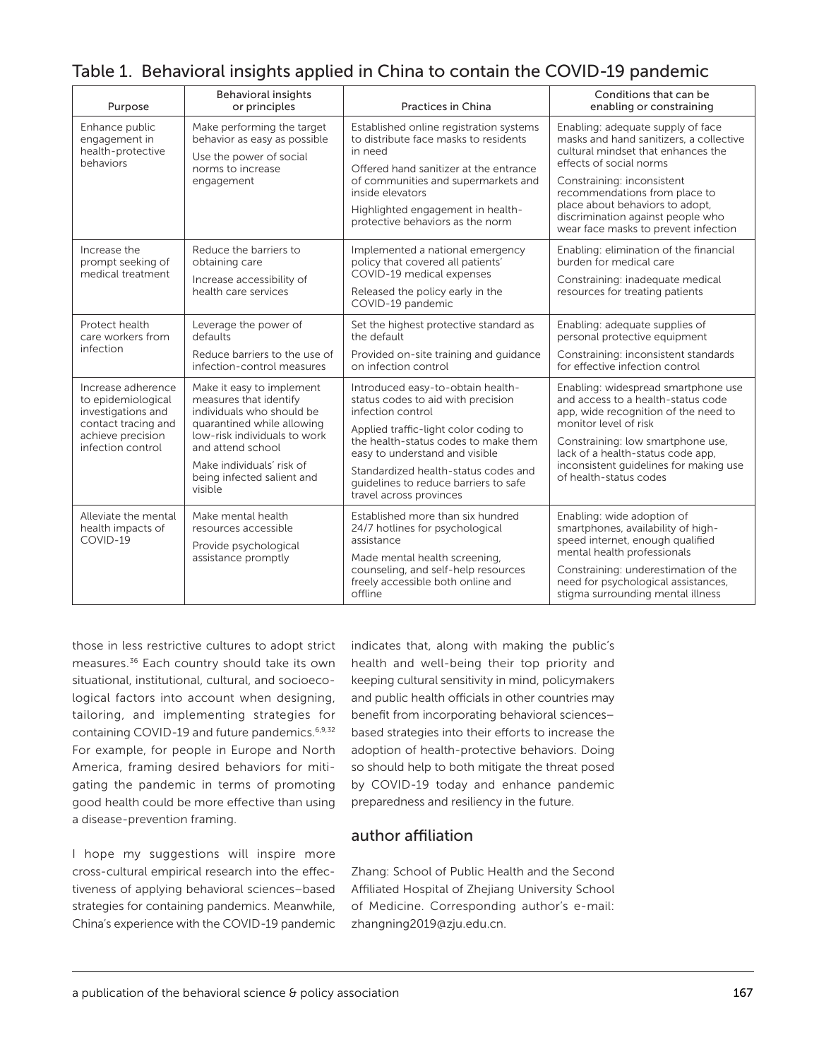Table 1. Behavioral insights applied in China to contain the COVID-19 pandemic

| Purpose | Behavioral insights or principles | Practices in China | Conditions that can be enabling or constraining |
|---|---|---|---|
| Enhance public engagement in health-protective behaviors | Make performing the target behavior as easy as possible<br>Use the power of social norms to increase engagement | Established online registration systems to distribute face masks to residents in need<br>Offered hand sanitizer at the entrance of communities and supermarkets and inside elevators<br>Highlighted engagement in health-protective behaviors as the norm | Enabling: adequate supply of face masks and hand sanitizers, a collective cultural mindset that enhances the effects of social norms<br>Constraining: inconsistent recommendations from place to place about behaviors to adopt, discrimination against people who wear face masks to prevent infection |
| Increase the prompt seeking of medical treatment | Reduce the barriers to obtaining care<br>Increase accessibility of health care services | Implemented a national emergency policy that covered all patients' COVID-19 medical expenses<br>Released the policy early in the COVID-19 pandemic | Enabling: elimination of the financial burden for medical care<br>Constraining: inadequate medical resources for treating patients |
| Protect health care workers from infection | Leverage the power of defaults<br>Reduce barriers to the use of infection-control measures | Set the highest protective standard as the default<br>Provided on-site training and guidance on infection control | Enabling: adequate supplies of personal protective equipment<br>Constraining: inconsistent standards for effective infection control |
| Increase adherence to epidemiological investigations and contact tracing and achieve precision infection control | Make it easy to implement measures that identify individuals who should be quarantined while allowing low-risk individuals to work and attend school<br>Make individuals' risk of being infected salient and visible | Introduced easy-to-obtain health-status codes to aid with precision infection control<br>Applied traffic-light color coding to the health-status codes to make them easy to understand and visible<br>Standardized health-status codes and guidelines to reduce barriers to safe travel across provinces | Enabling: widespread smartphone use and access to a health-status code app, wide recognition of the need to monitor level of risk<br>Constraining: low smartphone use, lack of a health-status code app, inconsistent guidelines for making use of health-status codes |
| Alleviate the mental health impacts of COVID-19 | Make mental health resources accessible<br>Provide psychological assistance promptly | Established more than six hundred 24/7 hotlines for psychological assistance<br>Made mental health screening, counseling, and self-help resources freely accessible both online and offline | Enabling: wide adoption of smartphones, availability of high-speed internet, enough qualified mental health professionals<br>Constraining: underestimation of the need for psychological assistances, stigma surrounding mental illness |

those in less restrictive cultures to adopt strict measures.[36] Each country should take its own situational, institutional, cultural, and socioecological factors into account when designing, tailoring, and implementing strategies for containing COVID-19 and future pandemics.[6,9,32] For example, for people in Europe and North America, framing desired behaviors for mitigating the pandemic in terms of promoting good health could be more effective than using a disease-prevention framing.

I hope my suggestions will inspire more cross-cultural empirical research into the effectiveness of applying behavioral sciences–based strategies for containing pandemics. Meanwhile, China's experience with the COVID-19 pandemic indicates that, along with making the public's health and well-being their top priority and keeping cultural sensitivity in mind, policymakers and public health officials in other countries may benefit from incorporating behavioral sciences–based strategies into their efforts to increase the adoption of health-protective behaviors. Doing so should help to both mitigate the threat posed by COVID-19 today and enhance pandemic preparedness and resiliency in the future.

## author affiliation

Zhang: School of Public Health and the Second Affiliated Hospital of Zhejiang University School of Medicine. Corresponding author's e-mail: zhangning2019@zju.edu.cn.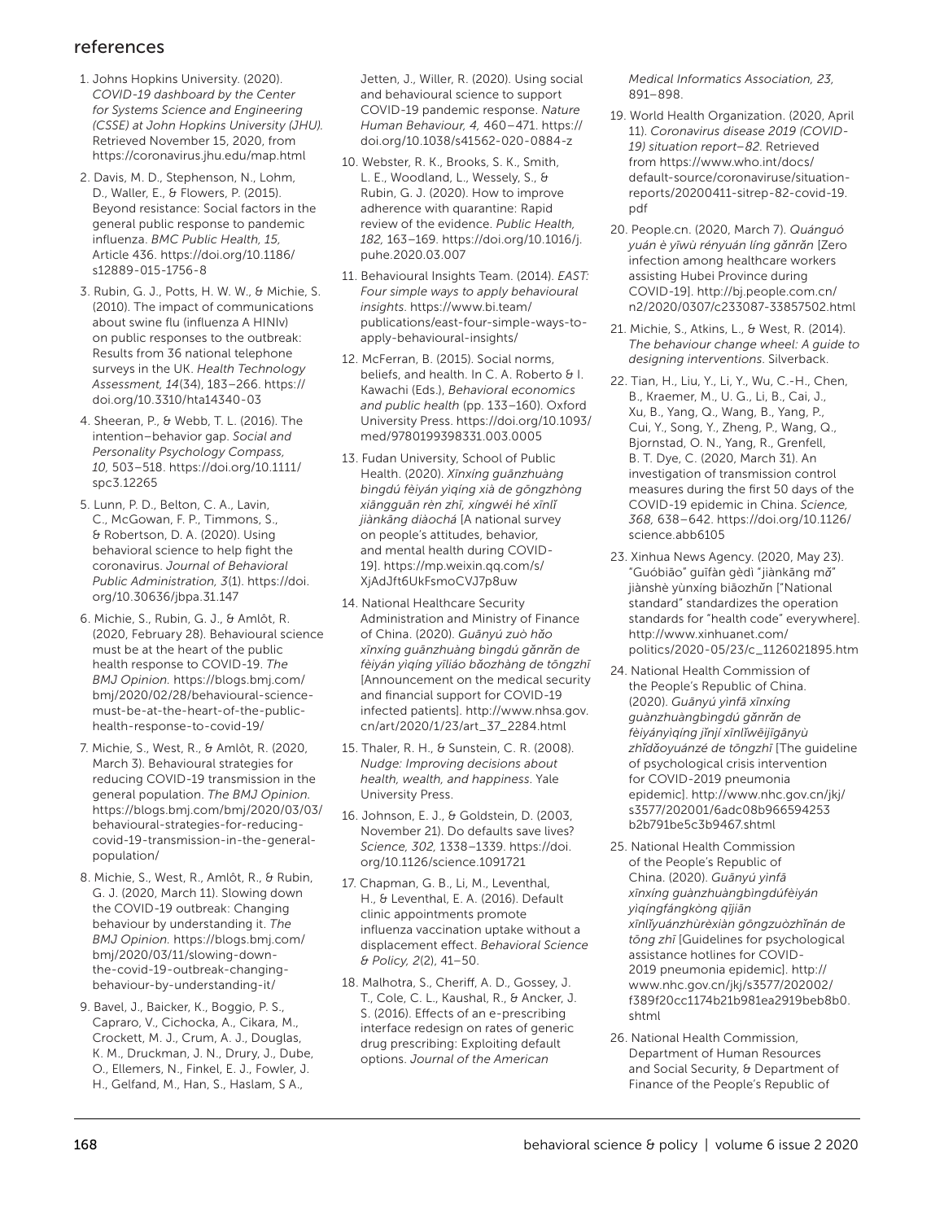## references

1. Johns Hopkins University. (2020). *COVID-19 dashboard by the Center for Systems Science and Engineering (CSSE) at John Hopkins University (JHU).* Retrieved November 15, 2020, from https://coronavirus.jhu.edu/map.html

2. Davis, M. D., Stephenson, N., Lohm, D., Waller, E., & Flowers, P. (2015). Beyond resistance: Social factors in the general public response to pandemic influenza. *BMC Public Health, 15,* Article 436. https://doi.org/10.1186/s12889-015-1756-8

3. Rubin, G. J., Potts, H. W. W., & Michie, S. (2010). The impact of communications about swine flu (influenza A HINIv) on public responses to the outbreak: Results from 36 national telephone surveys in the UK. *Health Technology Assessment, 14*(34), 183–266. https://doi.org/10.3310/hta14340-03

4. Sheeran, P., & Webb, T. L. (2016). The intention–behavior gap. *Social and Personality Psychology Compass, 10,* 503–518. https://doi.org/10.1111/spc3.12265

5. Lunn, P. D., Belton, C. A., Lavin, C., McGowan, F. P., Timmons, S., & Robertson, D. A. (2020). Using behavioral science to help fight the coronavirus. *Journal of Behavioral Public Administration, 3*(1). https://doi.org/10.30636/jbpa.31.147

6. Michie, S., Rubin, G. J., & Amlôt, R. (2020, February 28). Behavioural science must be at the heart of the public health response to COVID-19. *The BMJ Opinion.* https://blogs.bmj.com/bmj/2020/02/28/behavioural-science-must-be-at-the-heart-of-the-public-health-response-to-covid-19/

7. Michie, S., West, R., & Amlôt, R. (2020, March 3). Behavioural strategies for reducing COVID-19 transmission in the general population. *The BMJ Opinion.* https://blogs.bmj.com/bmj/2020/03/03/behavioural-strategies-for-reducing-covid-19-transmission-in-the-general-population/

8. Michie, S., West, R., Amlôt, R., & Rubin, G. J. (2020, March 11). Slowing down the COVID-19 outbreak: Changing behaviour by understanding it. *The BMJ Opinion.* https://blogs.bmj.com/bmj/2020/03/11/slowing-down-the-covid-19-outbreak-changing-behaviour-by-understanding-it/

9. Bavel, J., Baicker, K., Boggio, P. S., Capraro, V., Cichocka, A., Cikara, M., Crockett, M. J., Crum, A. J., Douglas, K. M., Druckman, J. N., Drury, J., Dube, O., Ellemers, N., Finkel, E. J., Fowler, J. H., Gelfand, M., Han, S., Haslam, S A., Jetten, J., Willer, R. (2020). Using social and behavioural science to support COVID-19 pandemic response. *Nature Human Behaviour, 4,* 460–471. https://doi.org/10.1038/s41562-020-0884-z

10. Webster, R. K., Brooks, S. K., Smith, L. E., Woodland, L., Wessely, S., & Rubin, G. J. (2020). How to improve adherence with quarantine: Rapid review of the evidence. *Public Health, 182,* 163–169. https://doi.org/10.1016/j.puhe.2020.03.007

11. Behavioural Insights Team. (2014). *EAST: Four simple ways to apply behavioural insights.* https://www.bi.team/publications/east-four-simple-ways-to-apply-behavioural-insights/

12. McFerran, B. (2015). Social norms, beliefs, and health. In C. A. Roberto & I. Kawachi (Eds.), *Behavioral economics and public health* (pp. 133–160). Oxford University Press. https://doi.org/10.1093/med/9780199398331.003.0005

13. Fudan University, School of Public Health. (2020). *Xīnxíng guānzhuàng bìngdú fèiyán yìqíng xià de gōngzhòng xiāngguān rèn zhī, xíngwéi hé xīnlǐ jiànkāng diàochá* [A national survey on people's attitudes, behavior, and mental health during COVID-19]. https://mp.weixin.qq.com/s/XjAdJft6UkFsmoCVJ7p8uw

14. National Healthcare Security Administration and Ministry of Finance of China. (2020). *Guānyú zuò hǎo xīnxíng guānzhuàng bìngdú gǎnrǎn de fèiyán yìqíng yīliáo bǎozhàng de tōngzhī* [Announcement on the medical security and financial support for COVID-19 infected patients]. http://www.nhsa.gov.cn/art/2020/1/23/art_37_2284.html

15. Thaler, R. H., & Sunstein, C. R. (2008). *Nudge: Improving decisions about health, wealth, and happiness.* Yale University Press.

16. Johnson, E. J., & Goldstein, D. (2003, November 21). Do defaults save lives? *Science, 302,* 1338–1339. https://doi.org/10.1126/science.1091721

17. Chapman, G. B., Li, M., Leventhal, H., & Leventhal, E. A. (2016). Default clinic appointments promote influenza vaccination uptake without a displacement effect. *Behavioral Science & Policy, 2*(2), 41–50.

18. Malhotra, S., Cheriff, A. D., Gossey, J. T., Cole, C. L., Kaushal, R., & Ancker, J. S. (2016). Effects of an e-prescribing interface redesign on rates of generic drug prescribing: Exploiting default options. *Journal of the American Medical Informatics Association, 23,* 891–898.

19. World Health Organization. (2020, April 11). *Coronavirus disease 2019 (COVID-19) situation report–82.* Retrieved from https://www.who.int/docs/default-source/coronaviruse/situation-reports/20200411-sitrep-82-covid-19.pdf

20. People.cn. (2020, March 7). *Quánguó yuán è yīwù rényuán líng gǎnrǎn* [Zero infection among healthcare workers assisting Hubei Province during COVID-19]. http://bj.people.com.cn/n2/2020/0307/c233087-33857502.html

21. Michie, S., Atkins, L., & West, R. (2014). *The behaviour change wheel: A guide to designing interventions.* Silverback.

22. Tian, H., Liu, Y., Li, Y., Wu, C.-H., Chen, B., Kraemer, M., U. G., Li, B., Cai, J., Xu, B., Yang, Q., Wang, B., Yang, P., Cui, Y., Song, Y., Zheng, P., Wang, Q., Bjornstad, O. N., Yang, R., Grenfell, B. T. Dye, C. (2020, March 31). An investigation of transmission control measures during the first 50 days of the COVID-19 epidemic in China. *Science, 368,* 638–642. https://doi.org/10.1126/science.abb6105

23. Xinhua News Agency. (2020, May 23). "Guóbiāo" guīfàn gèdì "jiànkāng mǎ" jiànshè yùnxíng biāozhǔn ["National standard" standardizes the operation standards for "health code" everywhere]. http://www.xinhuanet.com/politics/2020-05/23/c_1126021895.htm

24. National Health Commission of the People's Republic of China. (2020). *Guānyú yìnfā xīnxíng guànzhuàngbìngdú gǎnrǎn de fèiyányìqíng jǐnjí xīnlǐwēijīgānyù zhǐdǎoyuánzé de tōngzhī* [The guideline of psychological crisis intervention for COVID-2019 pneumonia epidemic]. http://www.nhc.gov.cn/jkj/s3577/202001/6adc08b966594253b2b791be5c3b9467.shtml

25. National Health Commission of the People's Republic of China. (2020). *Guānyú yìnfā xīnxíng guànzhuàngbìngdúfèiyán yìqíngfángkòng qījiān xīnlǐyuánzhùrèxiàn gōngzuòzhǐnán de tōng zhī* [Guidelines for psychological assistance hotlines for COVID-2019 pneumonia epidemic]. http://www.nhc.gov.cn/jkj/s3577/202002/f389f20cc1174b21b981ea2919beb8b0.shtml

26. National Health Commission, Department of Human Resources and Social Security, & Department of Finance of the People's Republic of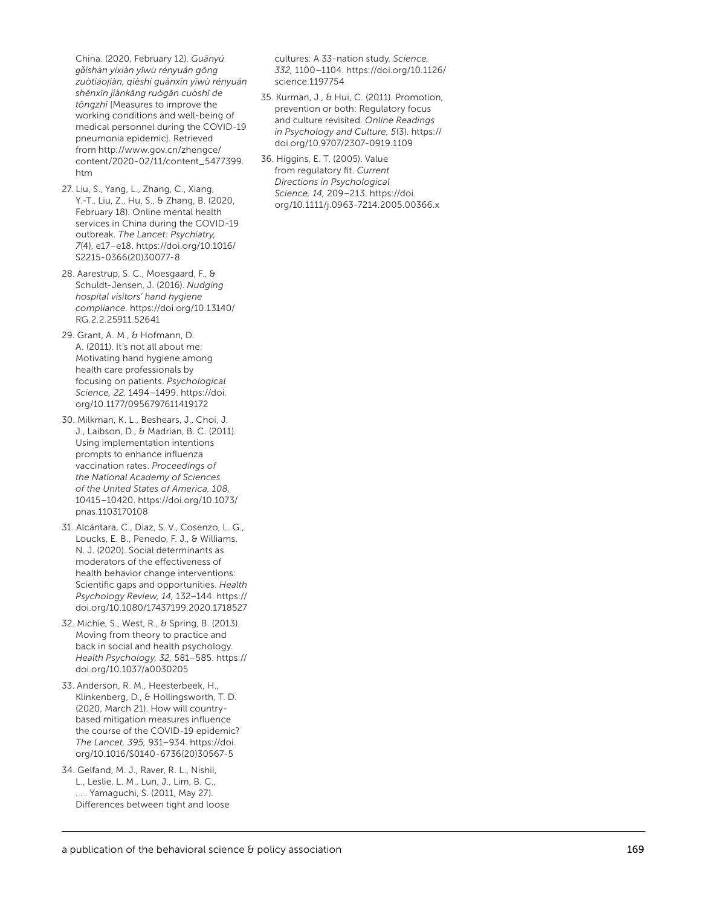China. (2020, February 12). *Guānyú gǎishàn yíxiàn yīwù rényuán gōng zuòtiáojiàn, qièshí guānxīn yīwù rényuán shēnxīn jiànkāng ruògān cuòshī de tōngzhī* [Measures to improve the working conditions and well-being of medical personnel during the COVID-19 pneumonia epidemic]. Retrieved from http://www.gov.cn/zhengce/content/2020-02/11/content_5477399.htm

27. Liu, S., Yang, L., Zhang, C., Xiang, Y.-T., Liu, Z., Hu, S., & Zhang, B. (2020, February 18). Online mental health services in China during the COVID-19 outbreak. *The Lancet: Psychiatry, 7*(4), e17–e18. https://doi.org/10.1016/S2215-0366(20)30077-8

28. Aarestrup, S. C., Moesgaard, F., & Schuldt-Jensen, J. (2016). *Nudging hospital visitors' hand hygiene compliance.* https://doi.org/10.13140/RG.2.2.25911.52641

29. Grant, A. M., & Hofmann, D. A. (2011). It's not all about me: Motivating hand hygiene among health care professionals by focusing on patients. *Psychological Science, 22,* 1494–1499. https://doi.org/10.1177/0956797611419172

30. Milkman, K. L., Beshears, J., Choi, J. J., Laibson, D., & Madrian, B. C. (2011). Using implementation intentions prompts to enhance influenza vaccination rates. *Proceedings of the National Academy of Sciences of the United States of America, 108,* 10415–10420. https://doi.org/10.1073/pnas.1103170108

31. Alcántara, C., Diaz, S. V., Cosenzo, L. G., Loucks, E. B., Penedo, F. J., & Williams, N. J. (2020). Social determinants as moderators of the effectiveness of health behavior change interventions: Scientific gaps and opportunities. *Health Psychology Review, 14,* 132–144. https://doi.org/10.1080/17437199.2020.1718527

32. Michie, S., West, R., & Spring, B. (2013). Moving from theory to practice and back in social and health psychology. *Health Psychology, 32,* 581–585. https://doi.org/10.1037/a0030205

33. Anderson, R. M., Heesterbeek, H., Klinkenberg, D., & Hollingsworth, T. D. (2020, March 21). How will country-based mitigation measures influence the course of the COVID-19 epidemic? *The Lancet, 395,* 931–934. https://doi.org/10.1016/S0140-6736(20)30567-5

34. Gelfand, M. J., Raver, R. L., Nishii, L., Leslie, L. M., Lun, J., Lim, B. C., . . . Yamaguchi, S. (2011, May 27). Differences between tight and loose cultures: A 33-nation study. *Science, 332,* 1100–1104. https://doi.org/10.1126/science.1197754

35. Kurman, J., & Hui, C. (2011). Promotion, prevention or both: Regulatory focus and culture revisited. *Online Readings in Psychology and Culture, 5*(3). https://doi.org/10.9707/2307-0919.1109

36. Higgins, E. T. (2005). Value from regulatory fit. *Current Directions in Psychological Science, 14,* 209–213. https://doi.org/10.1111/j.0963-7214.2005.00366.x